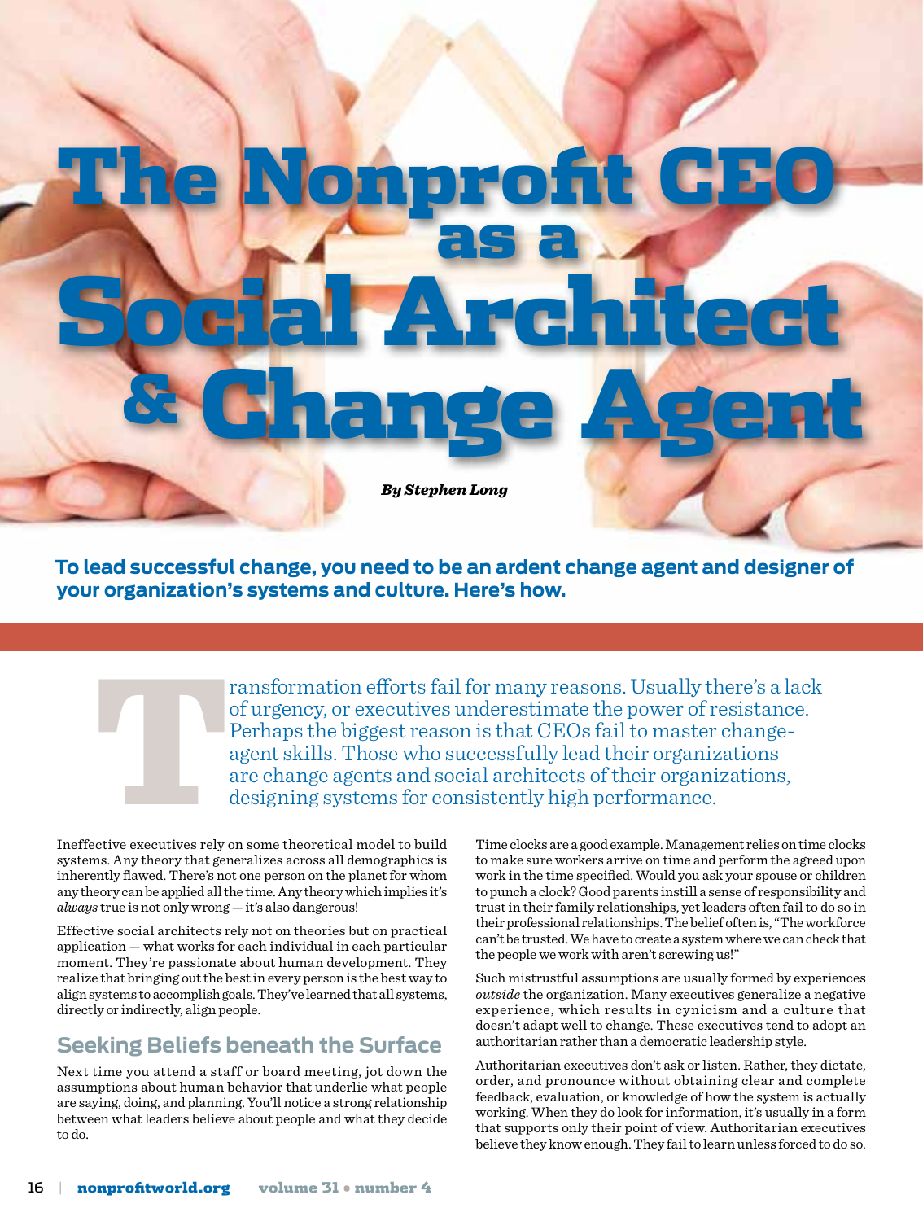# The Nonprofit CEO as a Social Architect & Change Agent

***By Stephen Long***

**To lead successful change, you need to be an ardent change agent and designer of your organization's systems and culture. Here's how.**

Transformation efforts fail for many reasons. Usually there's a lack of urgency, or executives underestimate the power of resistance. Perhaps the biggest reason is that CEOs fail to master change-agent skills. Those who successfully lead their organizations are change agents and social architects of their organizations, designing systems for consistently high performance.

Ineffective executives rely on some theoretical model to build systems. Any theory that generalizes across all demographics is inherently flawed. There's not one person on the planet for whom any theory can be applied all the time. Any theory which implies it's *always* true is not only wrong — it's also dangerous!

Effective social architects rely not on theories but on practical application — what works for each individual in each particular moment. They're passionate about human development. They realize that bringing out the best in every person is the best way to align systems to accomplish goals. They've learned that all systems, directly or indirectly, align people.

## Seeking Beliefs beneath the Surface

Next time you attend a staff or board meeting, jot down the assumptions about human behavior that underlie what people are saying, doing, and planning. You'll notice a strong relationship between what leaders believe about people and what they decide to do.

Time clocks are a good example. Management relies on time clocks to make sure workers arrive on time and perform the agreed upon work in the time specified. Would you ask your spouse or children to punch a clock? Good parents instill a sense of responsibility and trust in their family relationships, yet leaders often fail to do so in their professional relationships. The belief often is, "The workforce can't be trusted. We have to create a system where we can check that the people we work with aren't screwing us!"

Such mistrustful assumptions are usually formed by experiences *outside* the organization. Many executives generalize a negative experience, which results in cynicism and a culture that doesn't adapt well to change. These executives tend to adopt an authoritarian rather than a democratic leadership style.

Authoritarian executives don't ask or listen. Rather, they dictate, order, and pronounce without obtaining clear and complete feedback, evaluation, or knowledge of how the system is actually working. When they do look for information, it's usually in a form that supports only their point of view. Authoritarian executives believe they know enough. They fail to learn unless forced to do so.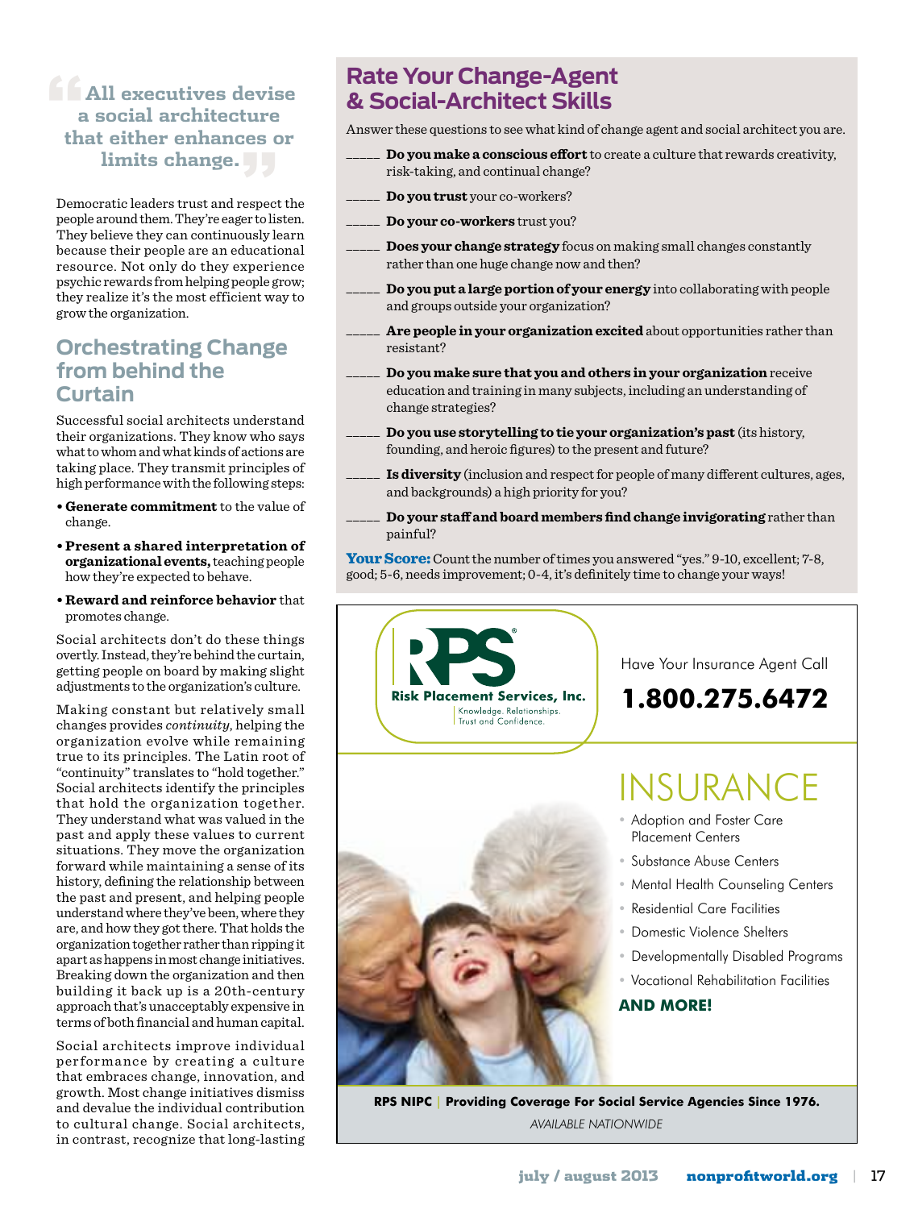> **All executives devise a social architecture that either enhances or limits change.**

Democratic leaders trust and respect the people around them. They're eager to listen. They believe they can continuously learn because their people are an educational resource. Not only do they experience psychic rewards from helping people grow; they realize it's the most efficient way to grow the organization.

## Orchestrating Change from behind the Curtain

Successful social architects understand their organizations. They know who says what to whom and what kinds of actions are taking place. They transmit principles of high performance with the following steps:

- **Generate commitment** to the value of change.
- **Present a shared interpretation of organizational events,** teaching people how they're expected to behave.
- **Reward and reinforce behavior** that promotes change.

Social architects don't do these things overtly. Instead, they're behind the curtain, getting people on board by making slight adjustments to the organization's culture.

Making constant but relatively small changes provides *continuity,* helping the organization evolve while remaining true to its principles. The Latin root of "continuity" translates to "hold together." Social architects identify the principles that hold the organization together. They understand what was valued in the past and apply these values to current situations. They move the organization forward while maintaining a sense of its history, defining the relationship between the past and present, and helping people understand where they've been, where they are, and how they got there. That holds the organization together rather than ripping it apart as happens in most change initiatives. Breaking down the organization and then building it back up is a 20th-century approach that's unacceptably expensive in terms of both financial and human capital.

Social architects improve individual performance by creating a culture that embraces change, innovation, and growth. Most change initiatives dismiss and devalue the individual contribution to cultural change. Social architects, in contrast, recognize that long-lasting

## Rate Your Change-Agent & Social-Architect Skills

Answer these questions to see what kind of change agent and social architect you are.

_____ **Do you make a conscious effort** to create a culture that rewards creativity, risk-taking, and continual change?

_____ **Do you trust** your co-workers?

_____ **Do your co-workers** trust you?

_____ **Does your change strategy** focus on making small changes constantly rather than one huge change now and then?

_____ **Do you put a large portion of your energy** into collaborating with people and groups outside your organization?

_____ **Are people in your organization excited** about opportunities rather than resistant?

_____ **Do you make sure that you and others in your organization** receive education and training in many subjects, including an understanding of change strategies?

_____ **Do you use storytelling to tie your organization's past** (its history, founding, and heroic figures) to the present and future?

_____ **Is diversity** (inclusion and respect for people of many different cultures, ages, and backgrounds) a high priority for you?

_____ **Do your staff and board members find change invigorating** rather than painful?

**Your Score:** Count the number of times you answered "yes." 9-10, excellent; 7-8, good; 5-6, needs improvement; 0-4, it's definitely time to change your ways!

---

RPS® Risk Placement Services, Inc.
Knowledge. Relationships. Trust and Confidence.

Have Your Insurance Agent Call

**1.800.275.6472**

INSURANCE

- Adoption and Foster Care Placement Centers
- Substance Abuse Centers
- Mental Health Counseling Centers
- Residential Care Facilities
- Domestic Violence Shelters
- Developmentally Disabled Programs
- Vocational Rehabilitation Facilities

**AND MORE!**

**RPS NIPC | Providing Coverage For Social Service Agencies Since 1976.**

*AVAILABLE NATIONWIDE*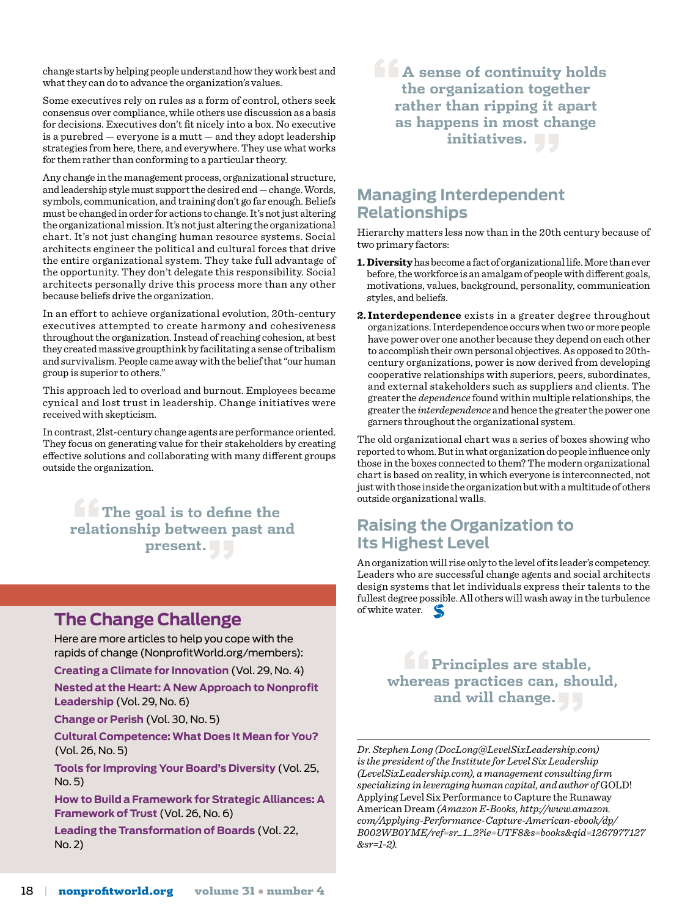change starts by helping people understand how they work best and what they can do to advance the organization's values.

Some executives rely on rules as a form of control, others seek consensus over compliance, while others use discussion as a basis for decisions. Executives don't fit nicely into a box. No executive is a purebred — everyone is a mutt — and they adopt leadership strategies from here, there, and everywhere. They use what works for them rather than conforming to a particular theory.

Any change in the management process, organizational structure, and leadership style must support the desired end — change. Words, symbols, communication, and training don't go far enough. Beliefs must be changed in order for actions to change. It's not just altering the organizational mission. It's not just altering the organizational chart. It's not just changing human resource systems. Social architects engineer the political and cultural forces that drive the entire organizational system. They take full advantage of the opportunity. They don't delegate this responsibility. Social architects personally drive this process more than any other because beliefs drive the organization.

In an effort to achieve organizational evolution, 20th-century executives attempted to create harmony and cohesiveness throughout the organization. Instead of reaching cohesion, at best they created massive groupthink by facilitating a sense of tribalism and survivalism. People came away with the belief that "our human group is superior to others."

This approach led to overload and burnout. Employees became cynical and lost trust in leadership. Change initiatives were received with skepticism.

In contrast, 21st-century change agents are performance oriented. They focus on generating value for their stakeholders by creating effective solutions and collaborating with many different groups outside the organization.

> **The goal is to define the relationship between past and present.**

## The Change Challenge

Here are more articles to help you cope with the rapids of change (NonprofitWorld.org/members):

**Creating a Climate for Innovation** (Vol. 29, No. 4)

**Nested at the Heart: A New Approach to Nonprofit Leadership** (Vol. 29, No. 6)

**Change or Perish** (Vol. 30, No. 5)

**Cultural Competence: What Does It Mean for You?** (Vol. 26, No. 5)

**Tools for Improving Your Board's Diversity** (Vol. 25, No. 5)

**How to Build a Framework for Strategic Alliances: A Framework of Trust** (Vol. 26, No. 6)

**Leading the Transformation of Boards** (Vol. 22, No. 2)

> **A sense of continuity holds the organization together rather than ripping it apart as happens in most change initiatives.**

## Managing Interdependent Relationships

Hierarchy matters less now than in the 20th century because of two primary factors:

1. **Diversity** has become a fact of organizational life. More than ever before, the workforce is an amalgam of people with different goals, motivations, values, background, personality, communication styles, and beliefs.
2. **Interdependence** exists in a greater degree throughout organizations. Interdependence occurs when two or more people have power over one another because they depend on each other to accomplish their own personal objectives. As opposed to 20th-century organizations, power is now derived from developing cooperative relationships with superiors, peers, subordinates, and external stakeholders such as suppliers and clients. The greater the *dependence* found within multiple relationships, the greater the *interdependence* and hence the greater the power one garners throughout the organizational system.

The old organizational chart was a series of boxes showing who reported to whom. But in what organization do people influence only those in the boxes connected to them? The modern organizational chart is based on reality, in which everyone is interconnected, not just with those inside the organization but with a multitude of others outside organizational walls.

## Raising the Organization to Its Highest Level

An organization will rise only to the level of its leader's competency. Leaders who are successful change agents and social architects design systems that let individuals express their talents to the fullest degree possible. All others will wash away in the turbulence of white water.

> **Principles are stable, whereas practices can, should, and will change.**

*Dr. Stephen Long (DocLong@LevelSixLeadership.com) is the president of the Institute for Level Six Leadership (LevelSixLeadership.com), a management consulting firm specializing in leveraging human capital, and author of* GOLD! Applying Level Six Performance to Capture the Runaway American Dream *(Amazon E-Books, http://www.amazon.com/Applying-Performance-Capture-American-ebook/dp/B002WB0YME/ref=sr_1_2?ie=UTF8&s=books&qid=1267977127&sr=1-2).*